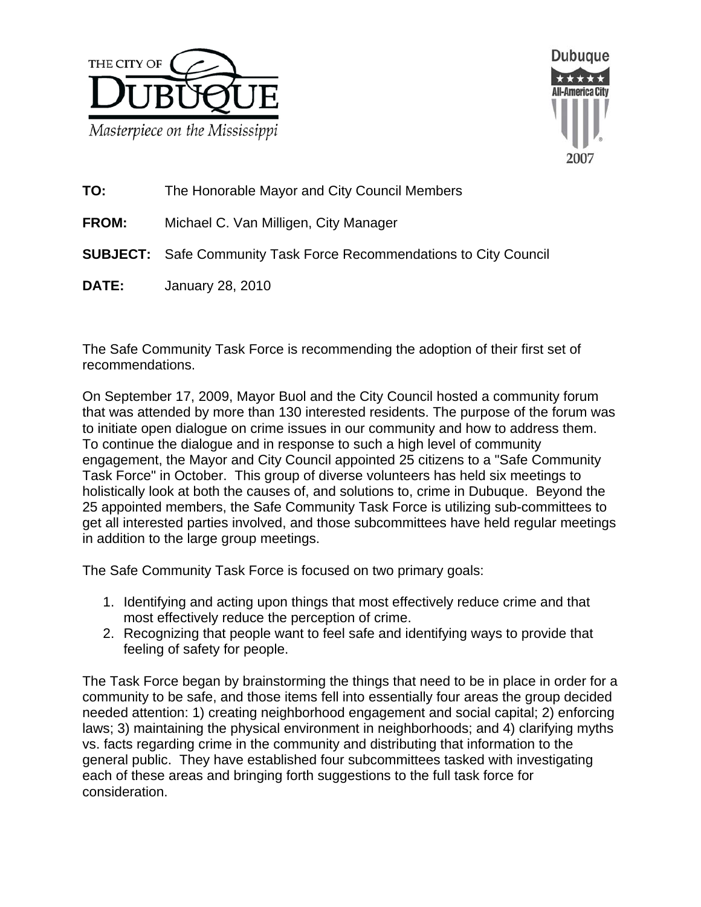THE CITY OF DUBUQUE
*Masterpiece on the Mississippi*

Dubuque ★★★★★ All-America City 2007

**TO:** The Honorable Mayor and City Council Members

**FROM:** Michael C. Van Milligen, City Manager

**SUBJECT:** Safe Community Task Force Recommendations to City Council

**DATE:** January 28, 2010

The Safe Community Task Force is recommending the adoption of their first set of recommendations.

On September 17, 2009, Mayor Buol and the City Council hosted a community forum that was attended by more than 130 interested residents. The purpose of the forum was to initiate open dialogue on crime issues in our community and how to address them. To continue the dialogue and in response to such a high level of community engagement, the Mayor and City Council appointed 25 citizens to a "Safe Community Task Force" in October. This group of diverse volunteers has held six meetings to holistically look at both the causes of, and solutions to, crime in Dubuque. Beyond the 25 appointed members, the Safe Community Task Force is utilizing sub-committees to get all interested parties involved, and those subcommittees have held regular meetings in addition to the large group meetings.

The Safe Community Task Force is focused on two primary goals:

1. Identifying and acting upon things that most effectively reduce crime and that most effectively reduce the perception of crime.
2. Recognizing that people want to feel safe and identifying ways to provide that feeling of safety for people.

The Task Force began by brainstorming the things that need to be in place in order for a community to be safe, and those items fell into essentially four areas the group decided needed attention: 1) creating neighborhood engagement and social capital; 2) enforcing laws; 3) maintaining the physical environment in neighborhoods; and 4) clarifying myths vs. facts regarding crime in the community and distributing that information to the general public. They have established four subcommittees tasked with investigating each of these areas and bringing forth suggestions to the full task force for consideration.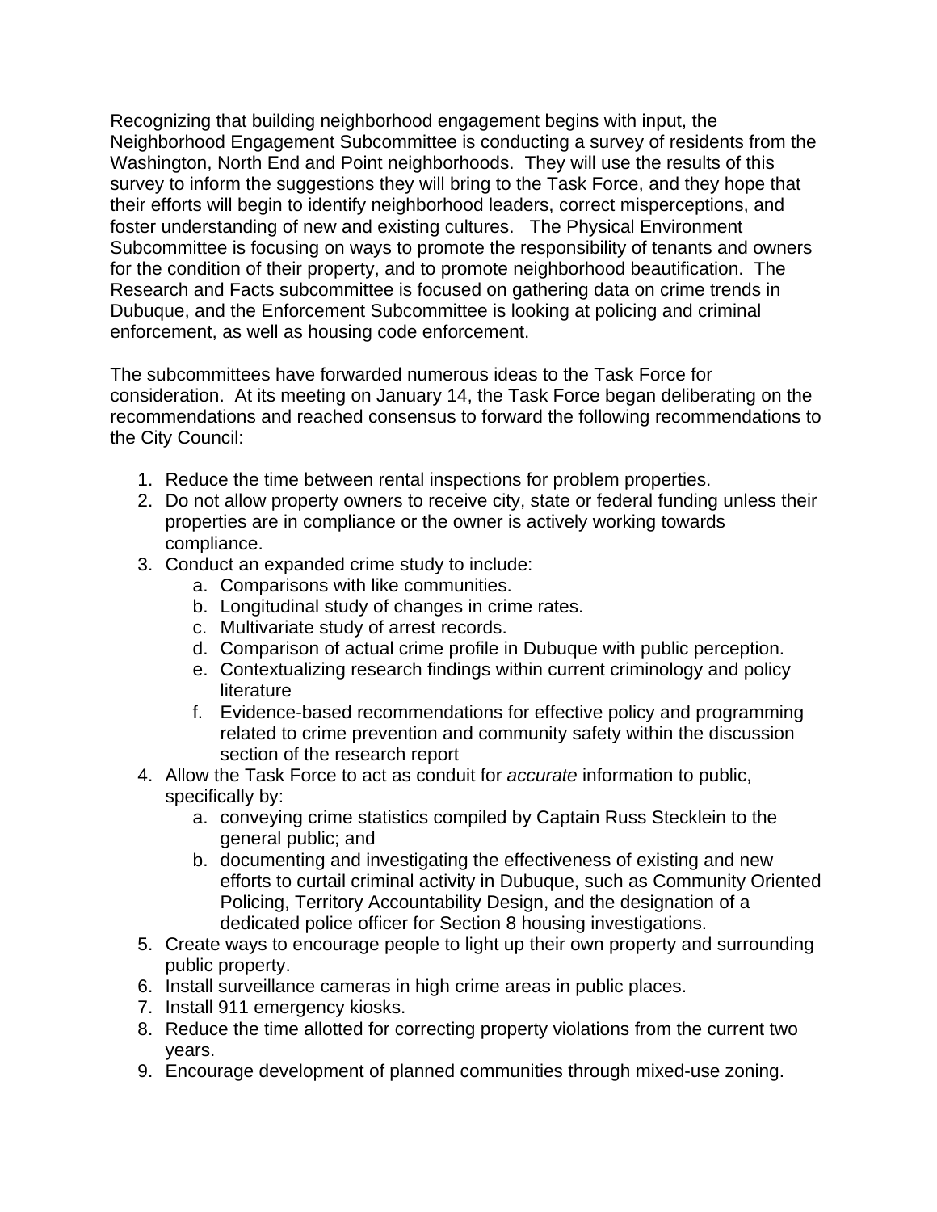Recognizing that building neighborhood engagement begins with input, the Neighborhood Engagement Subcommittee is conducting a survey of residents from the Washington, North End and Point neighborhoods. They will use the results of this survey to inform the suggestions they will bring to the Task Force, and they hope that their efforts will begin to identify neighborhood leaders, correct misperceptions, and foster understanding of new and existing cultures. The Physical Environment Subcommittee is focusing on ways to promote the responsibility of tenants and owners for the condition of their property, and to promote neighborhood beautification. The Research and Facts subcommittee is focused on gathering data on crime trends in Dubuque, and the Enforcement Subcommittee is looking at policing and criminal enforcement, as well as housing code enforcement.

The subcommittees have forwarded numerous ideas to the Task Force for consideration. At its meeting on January 14, the Task Force began deliberating on the recommendations and reached consensus to forward the following recommendations to the City Council:

1. Reduce the time between rental inspections for problem properties.
2. Do not allow property owners to receive city, state or federal funding unless their properties are in compliance or the owner is actively working towards compliance.
3. Conduct an expanded crime study to include:
   a. Comparisons with like communities.
   b. Longitudinal study of changes in crime rates.
   c. Multivariate study of arrest records.
   d. Comparison of actual crime profile in Dubuque with public perception.
   e. Contextualizing research findings within current criminology and policy literature
   f. Evidence-based recommendations for effective policy and programming related to crime prevention and community safety within the discussion section of the research report
4. Allow the Task Force to act as conduit for *accurate* information to public, specifically by:
   a. conveying crime statistics compiled by Captain Russ Stecklein to the general public; and
   b. documenting and investigating the effectiveness of existing and new efforts to curtail criminal activity in Dubuque, such as Community Oriented Policing, Territory Accountability Design, and the designation of a dedicated police officer for Section 8 housing investigations.
5. Create ways to encourage people to light up their own property and surrounding public property.
6. Install surveillance cameras in high crime areas in public places.
7. Install 911 emergency kiosks.
8. Reduce the time allotted for correcting property violations from the current two years.
9. Encourage development of planned communities through mixed-use zoning.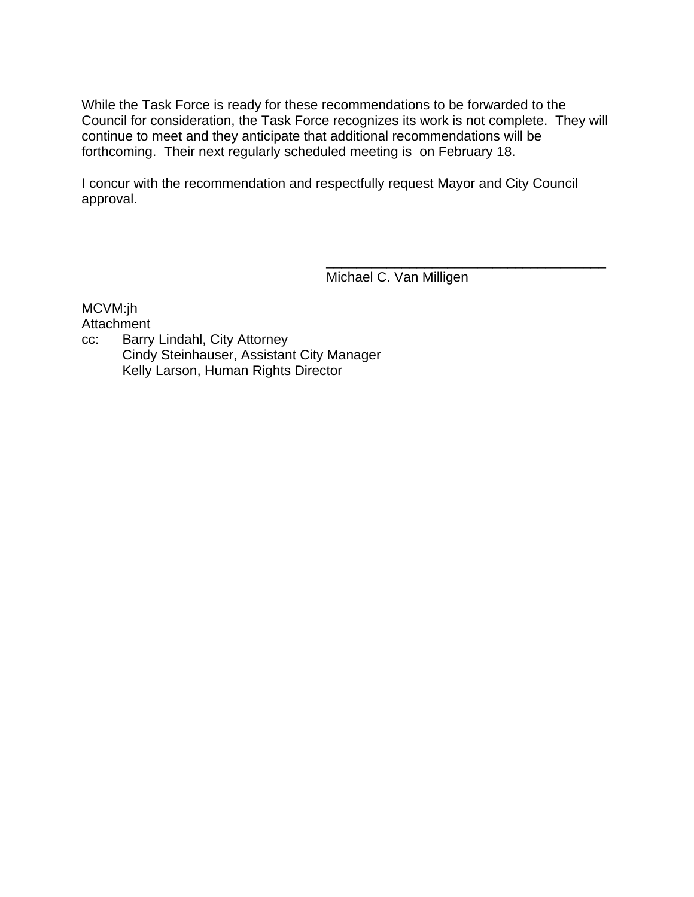While the Task Force is ready for these recommendations to be forwarded to the Council for consideration, the Task Force recognizes its work is not complete. They will continue to meet and they anticipate that additional recommendations will be forthcoming. Their next regularly scheduled meeting is on February 18.

I concur with the recommendation and respectfully request Mayor and City Council approval.

______________________________________
Michael C. Van Milligen

MCVM:jh
Attachment
cc: Barry Lindahl, City Attorney
Cindy Steinhauser, Assistant City Manager
Kelly Larson, Human Rights Director